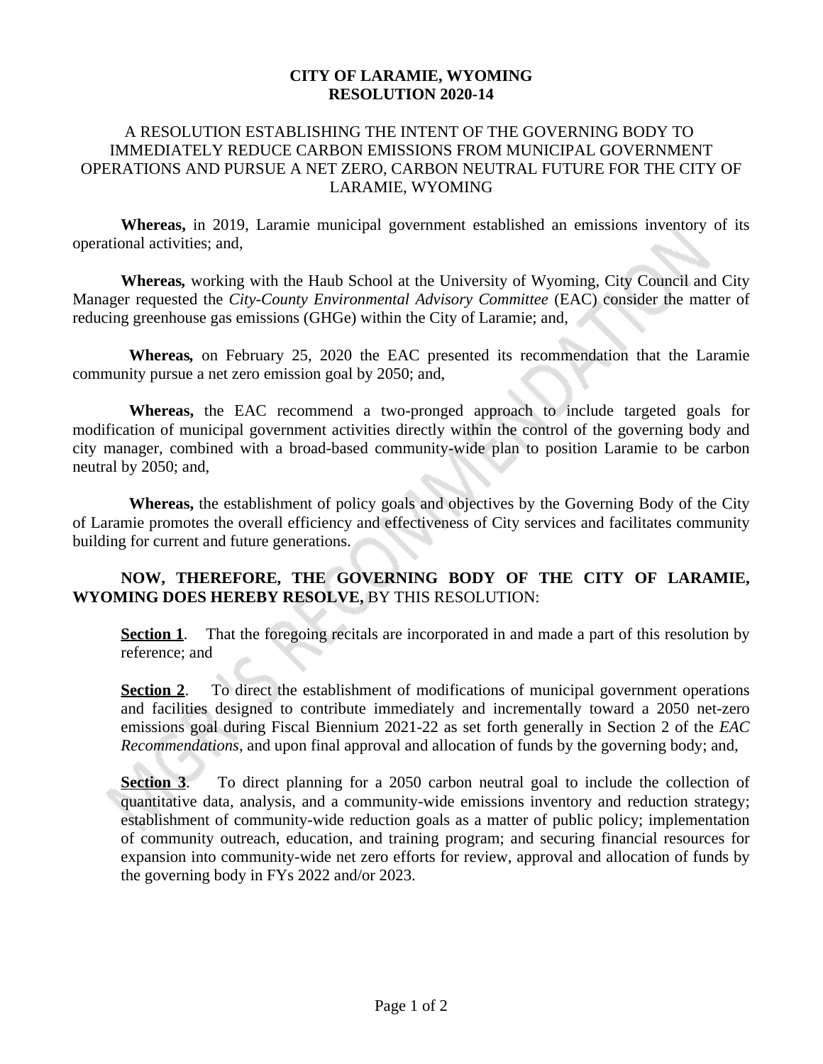**CITY OF LARAMIE, WYOMING**
**RESOLUTION 2020-14**

A RESOLUTION ESTABLISHING THE INTENT OF THE GOVERNING BODY TO IMMEDIATELY REDUCE CARBON EMISSIONS FROM MUNICIPAL GOVERNMENT OPERATIONS AND PURSUE A NET ZERO, CARBON NEUTRAL FUTURE FOR THE CITY OF LARAMIE, WYOMING

**Whereas,** in 2019, Laramie municipal government established an emissions inventory of its operational activities; and,

**Whereas,** working with the Haub School at the University of Wyoming, City Council and City Manager requested the *City-County Environmental Advisory Committee* (EAC) consider the matter of reducing greenhouse gas emissions (GHGe) within the City of Laramie; and,

**Whereas,** on February 25, 2020 the EAC presented its recommendation that the Laramie community pursue a net zero emission goal by 2050; and,

**Whereas,** the EAC recommend a two-pronged approach to include targeted goals for modification of municipal government activities directly within the control of the governing body and city manager, combined with a broad-based community-wide plan to position Laramie to be carbon neutral by 2050; and,

**Whereas,** the establishment of policy goals and objectives by the Governing Body of the City of Laramie promotes the overall efficiency and effectiveness of City services and facilitates community building for current and future generations.

**NOW, THEREFORE, THE GOVERNING BODY OF THE CITY OF LARAMIE, WYOMING DOES HEREBY RESOLVE,** BY THIS RESOLUTION:

**Section 1**. That the foregoing recitals are incorporated in and made a part of this resolution by reference; and

**Section 2**. To direct the establishment of modifications of municipal government operations and facilities designed to contribute immediately and incrementally toward a 2050 net-zero emissions goal during Fiscal Biennium 2021-22 as set forth generally in Section 2 of the *EAC Recommendations*, and upon final approval and allocation of funds by the governing body; and,

**Section 3**. To direct planning for a 2050 carbon neutral goal to include the collection of quantitative data, analysis, and a community-wide emissions inventory and reduction strategy; establishment of community-wide reduction goals as a matter of public policy; implementation of community outreach, education, and training program; and securing financial resources for expansion into community-wide net zero efforts for review, approval and allocation of funds by the governing body in FYs 2022 and/or 2023.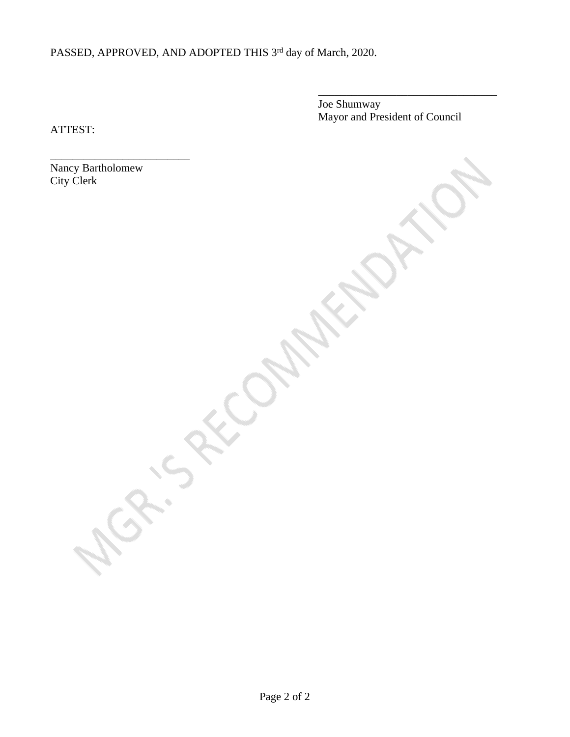PASSED, APPROVED, AND ADOPTED THIS 3rd day of March, 2020.

\_\_\_\_\_\_\_\_\_\_\_\_\_\_\_\_\_\_\_\_\_\_\_\_\_\_\_\_\_\_\_\_
Joe Shumway
Mayor and President of Council

ATTEST:

\_\_\_\_\_\_\_\_\_\_\_\_\_\_\_\_\_\_\_\_\_\_\_\_\_\_
Nancy Bartholomew
City Clerk

MGR.'S RECOMMENDATION